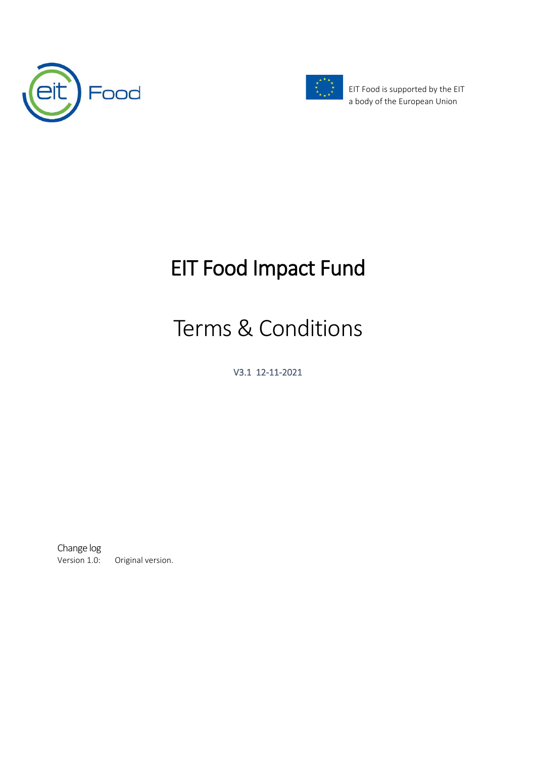EIT Food is supported by the EIT
a body of the European Union

# EIT Food Impact Fund

## Terms & Conditions

V3.1 12-11-2021

Change log

Version 1.0: Original version.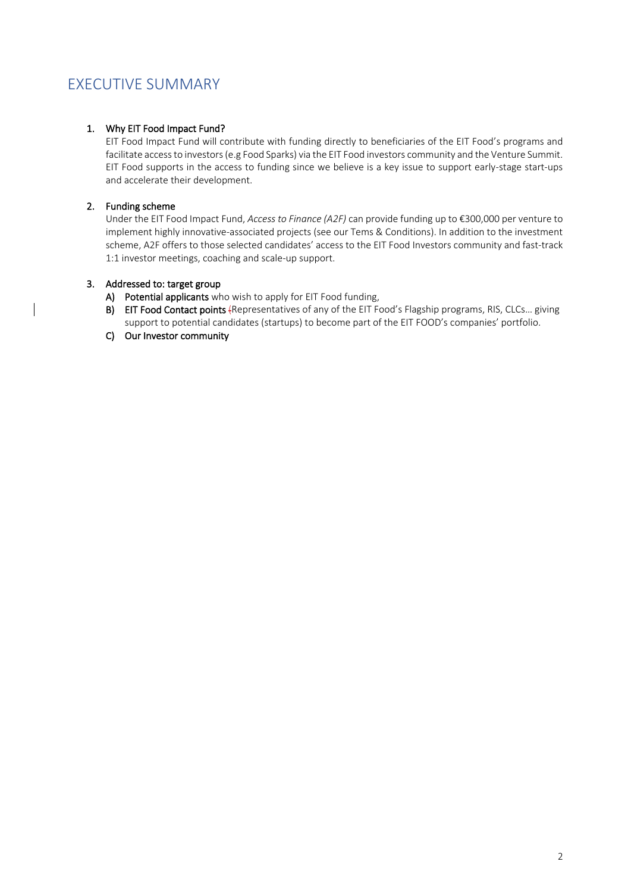# EXECUTIVE SUMMARY

1. **Why EIT Food Impact Fund?**

   EIT Food Impact Fund will contribute with funding directly to beneficiaries of the EIT Food's programs and facilitate access to investors (e.g Food Sparks) via the EIT Food investors community and the Venture Summit. EIT Food supports in the access to funding since we believe is a key issue to support early-stage start-ups and accelerate their development.

2. **Funding scheme**

   Under the EIT Food Impact Fund, *Access to Finance (A2F)* can provide funding up to €300,000 per venture to implement highly innovative-associated projects (see our Tems & Conditions). In addition to the investment scheme, A2F offers to those selected candidates' access to the EIT Food Investors community and fast-track 1:1 investor meetings, coaching and scale-up support.

3. **Addressed to: target group**

   A) **Potential applicants** who wish to apply for EIT Food funding,

   B) **EIT Food Contact points** (Representatives of any of the EIT Food's Flagship programs, RIS, CLCs… giving support to potential candidates (startups) to become part of the EIT FOOD's companies' portfolio.

   C) **Our Investor community**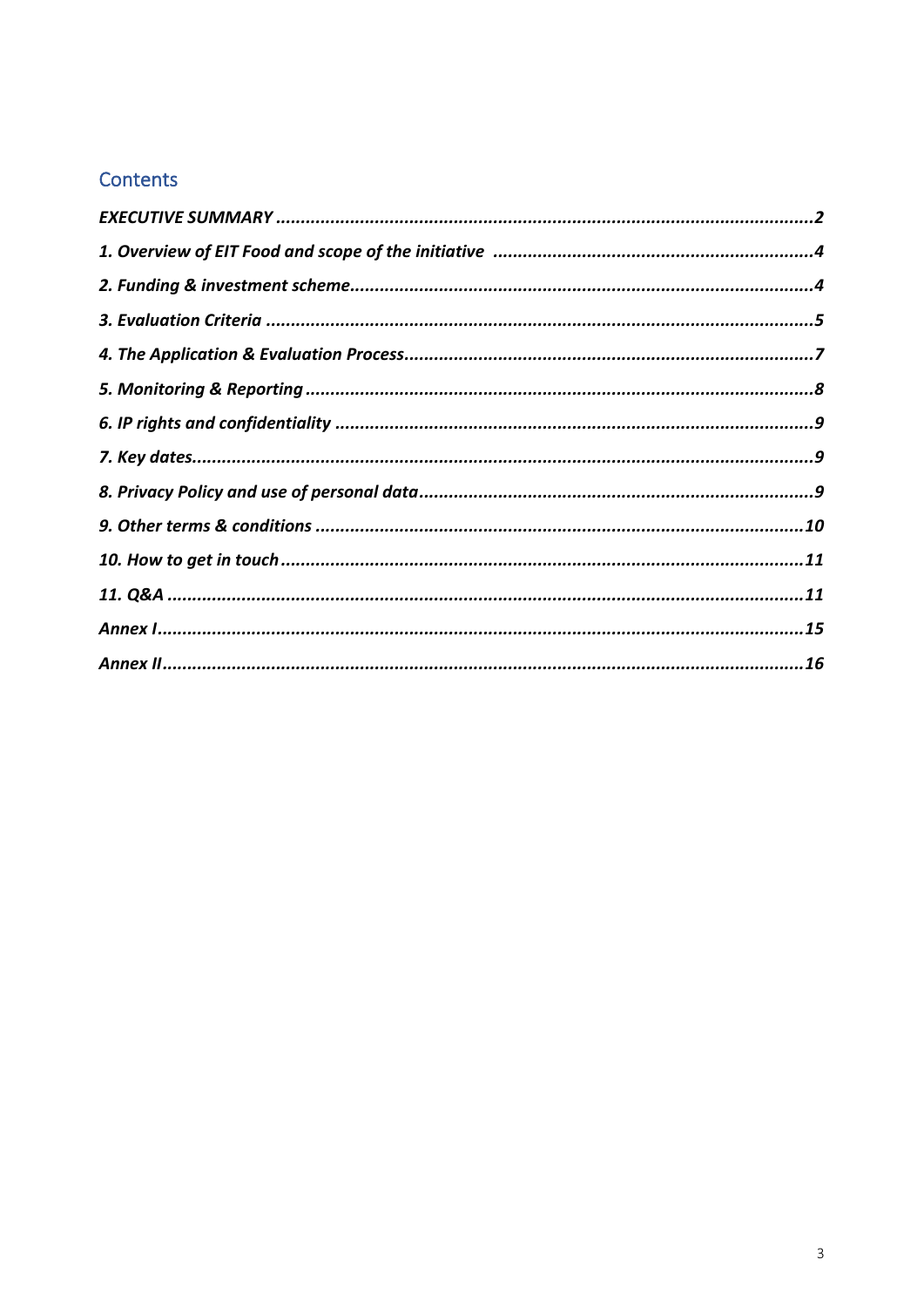## Contents

*EXECUTIVE SUMMARY* ............................................................................................................2

*1. Overview of EIT Food and scope of the initiative* ...............................................................4

*2. Funding & investment scheme*.............................................................................................4

*3. Evaluation Criteria* ..............................................................................................................5

*4. The Application & Evaluation Process*.................................................................................7

*5. Monitoring & Reporting* ......................................................................................................8

*6. IP rights and confidentiality* ................................................................................................9

*7. Key dates*.............................................................................................................................9

*8. Privacy Policy and use of personal data*...............................................................................9

*9. Other terms & conditions* ..................................................................................................10

*10. How to get in touch* .........................................................................................................11

*11. Q&A* .................................................................................................................................11

*Annex I*...................................................................................................................................15

*Annex II*..................................................................................................................................16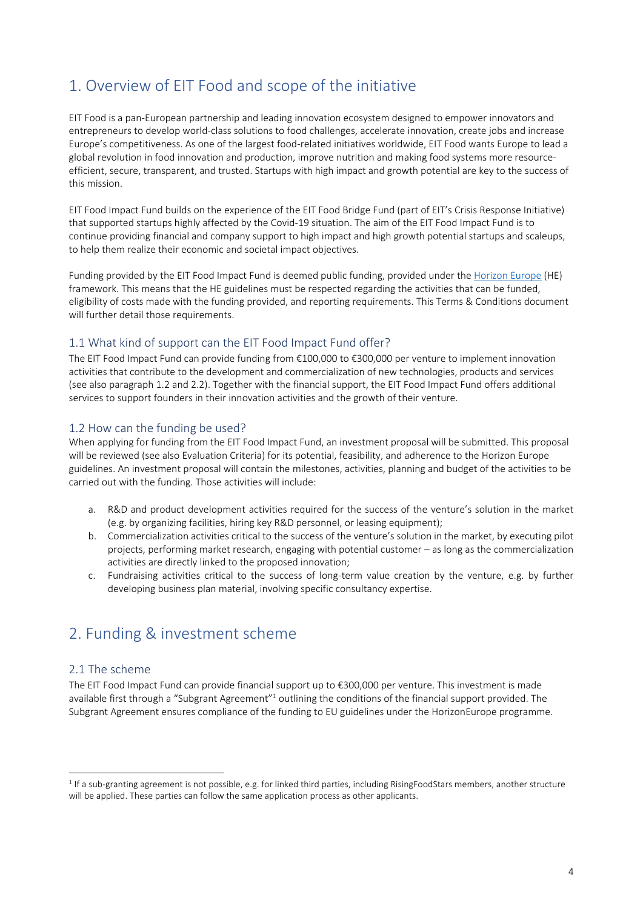# 1. Overview of EIT Food and scope of the initiative

EIT Food is a pan-European partnership and leading innovation ecosystem designed to empower innovators and entrepreneurs to develop world-class solutions to food challenges, accelerate innovation, create jobs and increase Europe's competitiveness. As one of the largest food-related initiatives worldwide, EIT Food wants Europe to lead a global revolution in food innovation and production, improve nutrition and making food systems more resource-efficient, secure, transparent, and trusted. Startups with high impact and growth potential are key to the success of this mission.

EIT Food Impact Fund builds on the experience of the EIT Food Bridge Fund (part of EIT's Crisis Response Initiative) that supported startups highly affected by the Covid-19 situation. The aim of the EIT Food Impact Fund is to continue providing financial and company support to high impact and high growth potential startups and scaleups, to help them realize their economic and societal impact objectives.

Funding provided by the EIT Food Impact Fund is deemed public funding, provided under the Horizon Europe (HE) framework. This means that the HE guidelines must be respected regarding the activities that can be funded, eligibility of costs made with the funding provided, and reporting requirements. This Terms & Conditions document will further detail those requirements.

## 1.1 What kind of support can the EIT Food Impact Fund offer?

The EIT Food Impact Fund can provide funding from €100,000 to €300,000 per venture to implement innovation activities that contribute to the development and commercialization of new technologies, products and services (see also paragraph 1.2 and 2.2). Together with the financial support, the EIT Food Impact Fund offers additional services to support founders in their innovation activities and the growth of their venture.

## 1.2 How can the funding be used?

When applying for funding from the EIT Food Impact Fund, an investment proposal will be submitted. This proposal will be reviewed (see also Evaluation Criteria) for its potential, feasibility, and adherence to the Horizon Europe guidelines. An investment proposal will contain the milestones, activities, planning and budget of the activities to be carried out with the funding. Those activities will include:

a. R&D and product development activities required for the success of the venture's solution in the market (e.g. by organizing facilities, hiring key R&D personnel, or leasing equipment);
b. Commercialization activities critical to the success of the venture's solution in the market, by executing pilot projects, performing market research, engaging with potential customer – as long as the commercialization activities are directly linked to the proposed innovation;
c. Fundraising activities critical to the success of long-term value creation by the venture, e.g. by further developing business plan material, involving specific consultancy expertise.

# 2. Funding & investment scheme

## 2.1 The scheme

The EIT Food Impact Fund can provide financial support up to €300,000 per venture. This investment is made available first through a "Subgrant Agreement"[1] outlining the conditions of the financial support provided. The Subgrant Agreement ensures compliance of the funding to EU guidelines under the HorizonEurope programme.

---

[1] If a sub-granting agreement is not possible, e.g. for linked third parties, including RisingFoodStars members, another structure will be applied. These parties can follow the same application process as other applicants.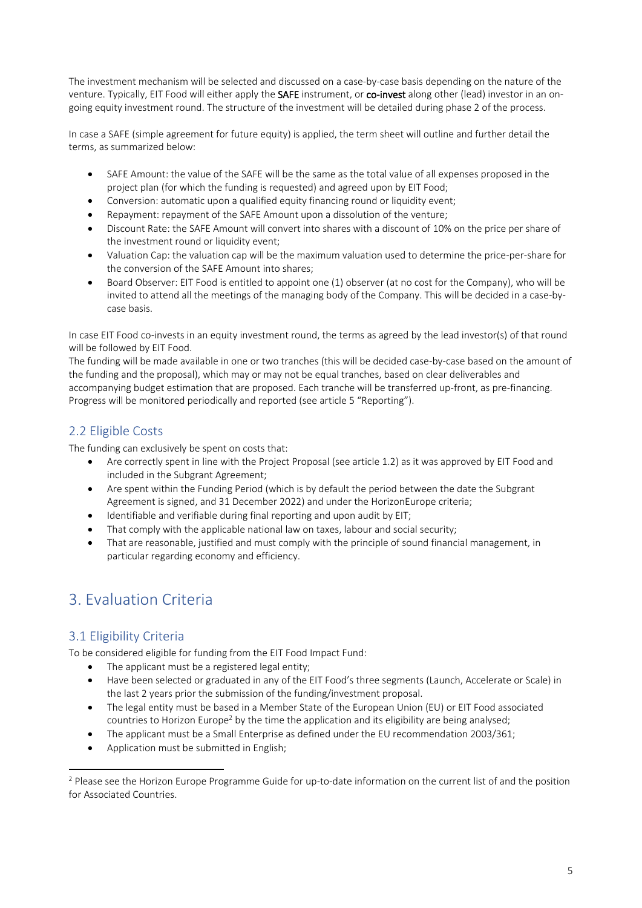The investment mechanism will be selected and discussed on a case-by-case basis depending on the nature of the venture. Typically, EIT Food will either apply the **SAFE** instrument, or **co-invest** along other (lead) investor in an on-going equity investment round. The structure of the investment will be detailed during phase 2 of the process.

In case a SAFE (simple agreement for future equity) is applied, the term sheet will outline and further detail the terms, as summarized below:

- SAFE Amount: the value of the SAFE will be the same as the total value of all expenses proposed in the project plan (for which the funding is requested) and agreed upon by EIT Food;
- Conversion: automatic upon a qualified equity financing round or liquidity event;
- Repayment: repayment of the SAFE Amount upon a dissolution of the venture;
- Discount Rate: the SAFE Amount will convert into shares with a discount of 10% on the price per share of the investment round or liquidity event;
- Valuation Cap: the valuation cap will be the maximum valuation used to determine the price-per-share for the conversion of the SAFE Amount into shares;
- Board Observer: EIT Food is entitled to appoint one (1) observer (at no cost for the Company), who will be invited to attend all the meetings of the managing body of the Company. This will be decided in a case-by-case basis.

In case EIT Food co-invests in an equity investment round, the terms as agreed by the lead investor(s) of that round will be followed by EIT Food.
The funding will be made available in one or two tranches (this will be decided case-by-case based on the amount of the funding and the proposal), which may or may not be equal tranches, based on clear deliverables and accompanying budget estimation that are proposed. Each tranche will be transferred up-front, as pre-financing. Progress will be monitored periodically and reported (see article 5 "Reporting").

## 2.2 Eligible Costs

The funding can exclusively be spent on costs that:

- Are correctly spent in line with the Project Proposal (see article 1.2) as it was approved by EIT Food and included in the Subgrant Agreement;
- Are spent within the Funding Period (which is by default the period between the date the Subgrant Agreement is signed, and 31 December 2022) and under the HorizonEurope criteria;
- Identifiable and verifiable during final reporting and upon audit by EIT;
- That comply with the applicable national law on taxes, labour and social security;
- That are reasonable, justified and must comply with the principle of sound financial management, in particular regarding economy and efficiency.

# 3. Evaluation Criteria

## 3.1 Eligibility Criteria

To be considered eligible for funding from the EIT Food Impact Fund:

- The applicant must be a registered legal entity;
- Have been selected or graduated in any of the EIT Food's three segments (Launch, Accelerate or Scale) in the last 2 years prior the submission of the funding/investment proposal.
- The legal entity must be based in a Member State of the European Union (EU) or EIT Food associated countries to Horizon Europe[2] by the time the application and its eligibility are being analysed;
- The applicant must be a Small Enterprise as defined under the EU recommendation 2003/361;
- Application must be submitted in English;

[2] Please see the Horizon Europe Programme Guide for up-to-date information on the current list of and the position for Associated Countries.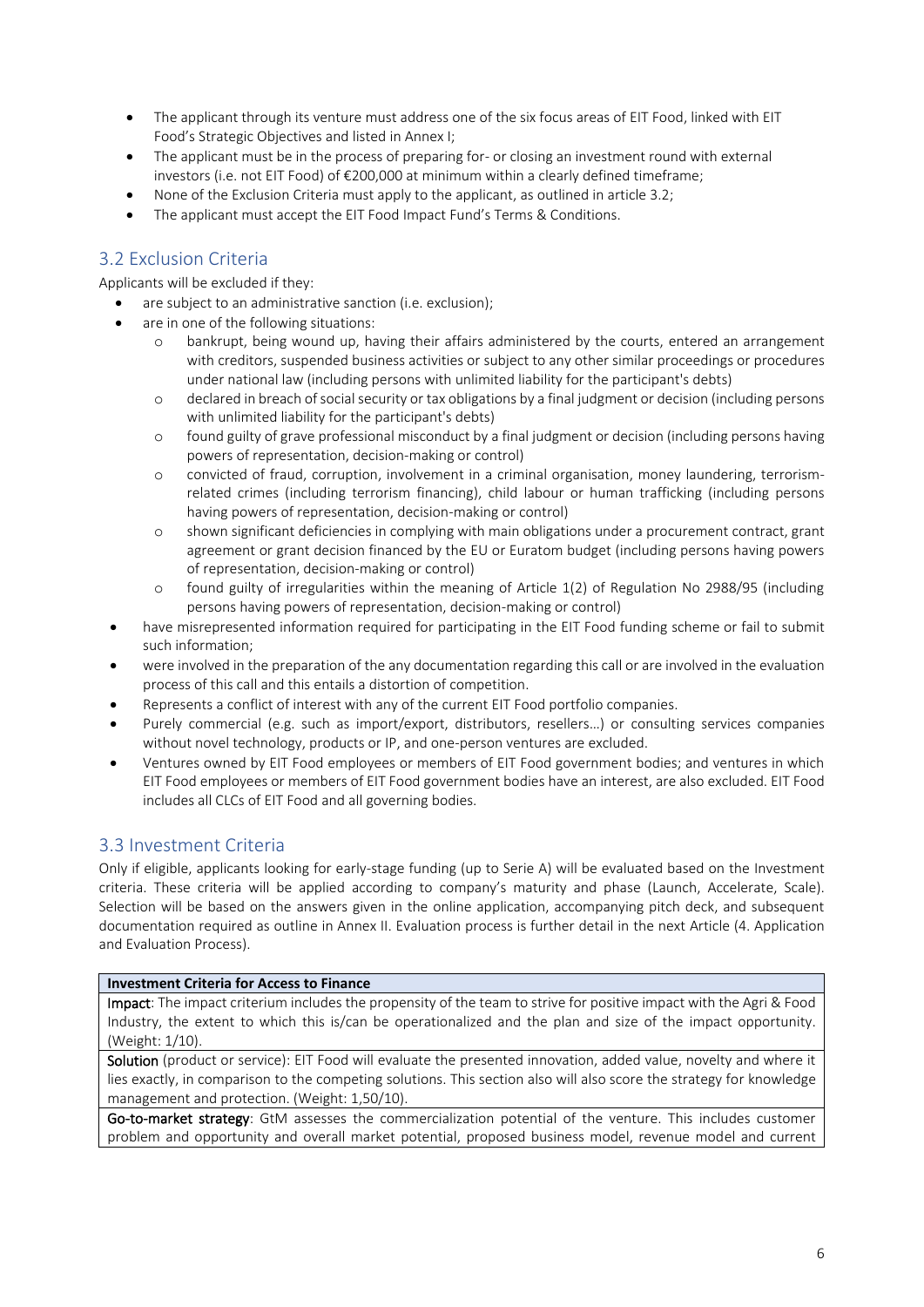- The applicant through its venture must address one of the six focus areas of EIT Food, linked with EIT Food's Strategic Objectives and listed in Annex I;
- The applicant must be in the process of preparing for- or closing an investment round with external investors (i.e. not EIT Food) of €200,000 at minimum within a clearly defined timeframe;
- None of the Exclusion Criteria must apply to the applicant, as outlined in article 3.2;
- The applicant must accept the EIT Food Impact Fund's Terms & Conditions.

## 3.2 Exclusion Criteria

Applicants will be excluded if they:

- are subject to an administrative sanction (i.e. exclusion);
- are in one of the following situations:
  - bankrupt, being wound up, having their affairs administered by the courts, entered an arrangement with creditors, suspended business activities or subject to any other similar proceedings or procedures under national law (including persons with unlimited liability for the participant's debts)
  - declared in breach of social security or tax obligations by a final judgment or decision (including persons with unlimited liability for the participant's debts)
  - found guilty of grave professional misconduct by a final judgment or decision (including persons having powers of representation, decision-making or control)
  - convicted of fraud, corruption, involvement in a criminal organisation, money laundering, terrorism-related crimes (including terrorism financing), child labour or human trafficking (including persons having powers of representation, decision-making or control)
  - shown significant deficiencies in complying with main obligations under a procurement contract, grant agreement or grant decision financed by the EU or Euratom budget (including persons having powers of representation, decision-making or control)
  - found guilty of irregularities within the meaning of Article 1(2) of Regulation No 2988/95 (including persons having powers of representation, decision-making or control)
- have misrepresented information required for participating in the EIT Food funding scheme or fail to submit such information;
- were involved in the preparation of the any documentation regarding this call or are involved in the evaluation process of this call and this entails a distortion of competition.
- Represents a conflict of interest with any of the current EIT Food portfolio companies.
- Purely commercial (e.g. such as import/export, distributors, resellers…) or consulting services companies without novel technology, products or IP, and one-person ventures are excluded.
- Ventures owned by EIT Food employees or members of EIT Food government bodies; and ventures in which EIT Food employees or members of EIT Food government bodies have an interest, are also excluded. EIT Food includes all CLCs of EIT Food and all governing bodies.

## 3.3 Investment Criteria

Only if eligible, applicants looking for early-stage funding (up to Serie A) will be evaluated based on the Investment criteria. These criteria will be applied according to company's maturity and phase (Launch, Accelerate, Scale). Selection will be based on the answers given in the online application, accompanying pitch deck, and subsequent documentation required as outline in Annex II. Evaluation process is further detail in the next Article (4. Application and Evaluation Process).

| **Investment Criteria for Access to Finance** |
| --- |
| **Impact**: The impact criterium includes the propensity of the team to strive for positive impact with the Agri & Food Industry, the extent to which this is/can be operationalized and the plan and size of the impact opportunity. (Weight: 1/10). |
| **Solution** (product or service): EIT Food will evaluate the presented innovation, added value, novelty and where it lies exactly, in comparison to the competing solutions. This section also will also score the strategy for knowledge management and protection. (Weight: 1,50/10). |
| **Go-to-market strategy**: GtM assesses the commercialization potential of the venture. This includes customer problem and opportunity and overall market potential, proposed business model, revenue model and current |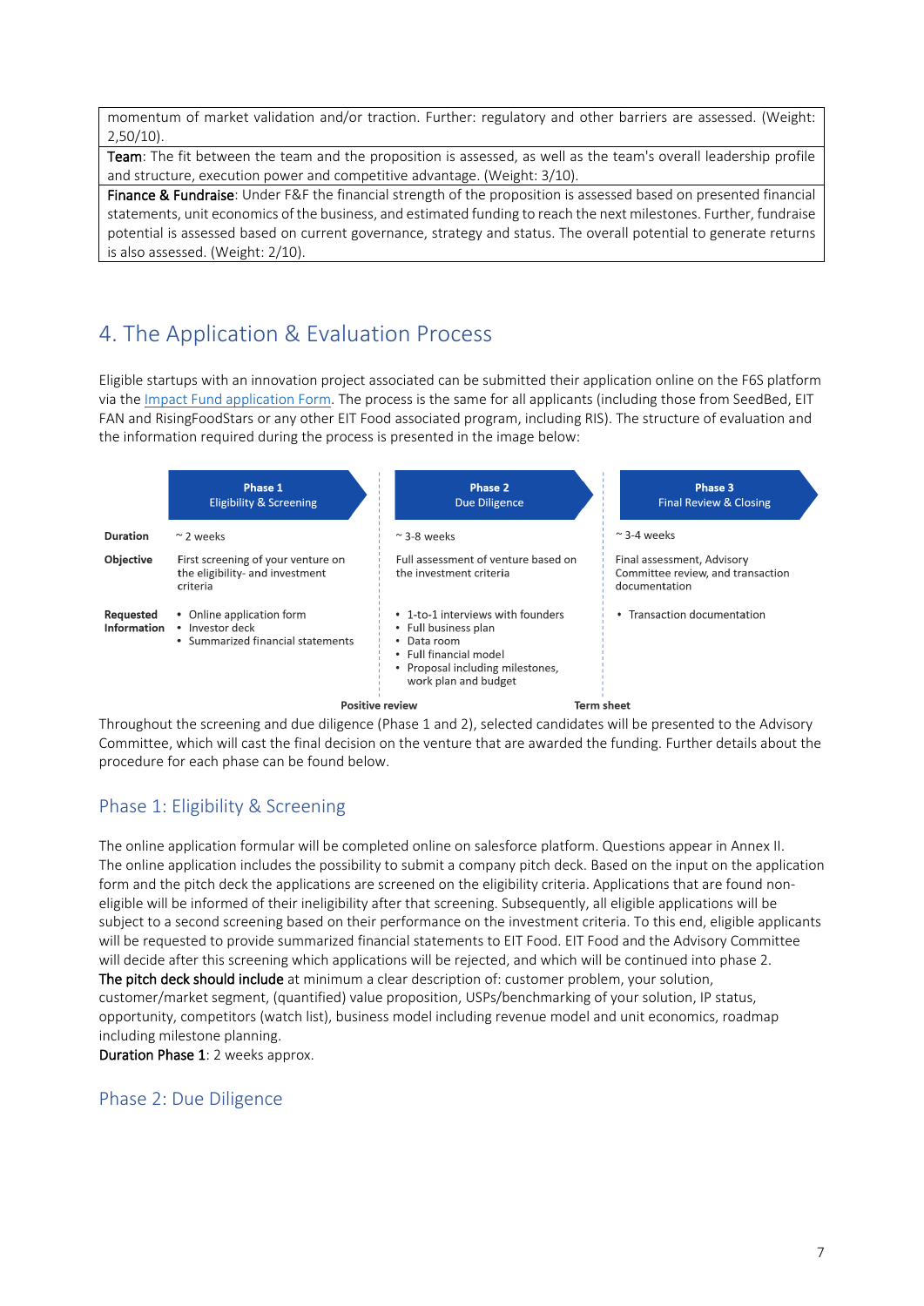| |
|---|
| momentum of market validation and/or traction. Further: regulatory and other barriers are assessed. (Weight: 2,50/10). |
| **Team**: The fit between the team and the proposition is assessed, as well as the team's overall leadership profile and structure, execution power and competitive advantage. (Weight: 3/10). |
| **Finance & Fundraise**: Under F&F the financial strength of the proposition is assessed based on presented financial statements, unit economics of the business, and estimated funding to reach the next milestones. Further, fundraise potential is assessed based on current governance, strategy and status. The overall potential to generate returns is also assessed. (Weight: 2/10). |

## 4. The Application & Evaluation Process

Eligible startups with an innovation project associated can be submitted their application online on the F6S platform via the [Impact Fund application Form](). The process is the same for all applicants (including those from SeedBed, EIT FAN and RisingFoodStars or any other EIT Food associated program, including RIS). The structure of evaluation and the information required during the process is presented in the image below:

| | Phase 1<br>Eligibility & Screening | Phase 2<br>Due Diligence | Phase 3<br>Final Review & Closing |
|---|---|---|---|
| **Duration** | ~ 2 weeks | ~ 3-8 weeks | ~ 3-4 weeks |
| **Objective** | First screening of your venture on the eligibility- and investment criteria | Full assessment of venture based on the investment criteria | Final assessment, Advisory Committee review, and transaction documentation |
| **Requested Information** | • Online application form<br>• Investor deck<br>• Summarized financial statements | • 1-to-1 interviews with founders<br>• Full business plan<br>• Data room<br>• Full financial model<br>• Proposal including milestones, work plan and budget | • Transaction documentation |
| | **Positive review** (between Phase 1 and 2) | **Term sheet** (between Phase 2 and 3) | |

Throughout the screening and due diligence (Phase 1 and 2), selected candidates will be presented to the Advisory Committee, which will cast the final decision on the venture that are awarded the funding. Further details about the procedure for each phase can be found below.

### Phase 1: Eligibility & Screening

The online application formular will be completed online on salesforce platform. Questions appear in Annex II. The online application includes the possibility to submit a company pitch deck. Based on the input on the application form and the pitch deck the applications are screened on the eligibility criteria. Applications that are found non-eligible will be informed of their ineligibility after that screening. Subsequently, all eligible applications will be subject to a second screening based on their performance on the investment criteria. To this end, eligible applicants will be requested to provide summarized financial statements to EIT Food. EIT Food and the Advisory Committee will decide after this screening which applications will be rejected, and which will be continued into phase 2.

**The pitch deck should include** at minimum a clear description of: customer problem, your solution, customer/market segment, (quantified) value proposition, USPs/benchmarking of your solution, IP status, opportunity, competitors (watch list), business model including revenue model and unit economics, roadmap including milestone planning.

**Duration Phase 1**: 2 weeks approx.

### Phase 2: Due Diligence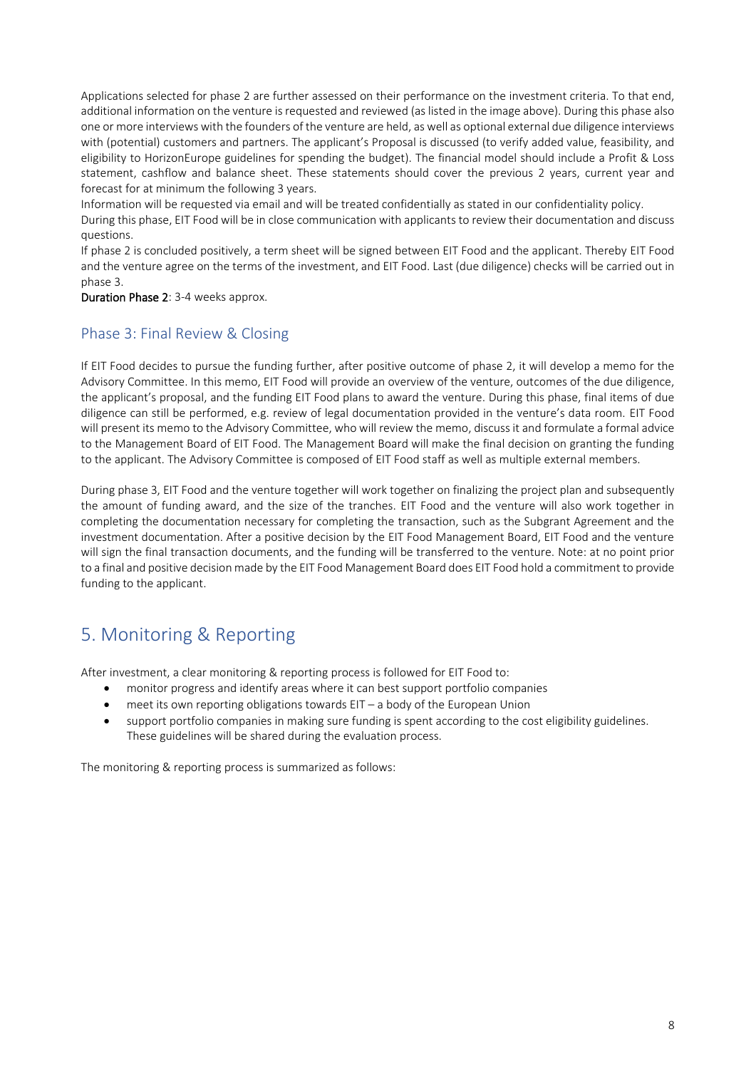Applications selected for phase 2 are further assessed on their performance on the investment criteria. To that end, additional information on the venture is requested and reviewed (as listed in the image above). During this phase also one or more interviews with the founders of the venture are held, as well as optional external due diligence interviews with (potential) customers and partners. The applicant's Proposal is discussed (to verify added value, feasibility, and eligibility to HorizonEurope guidelines for spending the budget). The financial model should include a Profit & Loss statement, cashflow and balance sheet. These statements should cover the previous 2 years, current year and forecast for at minimum the following 3 years.

Information will be requested via email and will be treated confidentially as stated in our confidentiality policy.

During this phase, EIT Food will be in close communication with applicants to review their documentation and discuss questions.

If phase 2 is concluded positively, a term sheet will be signed between EIT Food and the applicant. Thereby EIT Food and the venture agree on the terms of the investment, and EIT Food. Last (due diligence) checks will be carried out in phase 3.

**Duration Phase 2**: 3-4 weeks approx.

### Phase 3: Final Review & Closing

If EIT Food decides to pursue the funding further, after positive outcome of phase 2, it will develop a memo for the Advisory Committee. In this memo, EIT Food will provide an overview of the venture, outcomes of the due diligence, the applicant's proposal, and the funding EIT Food plans to award the venture. During this phase, final items of due diligence can still be performed, e.g. review of legal documentation provided in the venture's data room. EIT Food will present its memo to the Advisory Committee, who will review the memo, discuss it and formulate a formal advice to the Management Board of EIT Food. The Management Board will make the final decision on granting the funding to the applicant. The Advisory Committee is composed of EIT Food staff as well as multiple external members.

During phase 3, EIT Food and the venture together will work together on finalizing the project plan and subsequently the amount of funding award, and the size of the tranches. EIT Food and the venture will also work together in completing the documentation necessary for completing the transaction, such as the Subgrant Agreement and the investment documentation. After a positive decision by the EIT Food Management Board, EIT Food and the venture will sign the final transaction documents, and the funding will be transferred to the venture. Note: at no point prior to a final and positive decision made by the EIT Food Management Board does EIT Food hold a commitment to provide funding to the applicant.

## 5. Monitoring & Reporting

After investment, a clear monitoring & reporting process is followed for EIT Food to:

- monitor progress and identify areas where it can best support portfolio companies
- meet its own reporting obligations towards EIT – a body of the European Union
- support portfolio companies in making sure funding is spent according to the cost eligibility guidelines. These guidelines will be shared during the evaluation process.

The monitoring & reporting process is summarized as follows: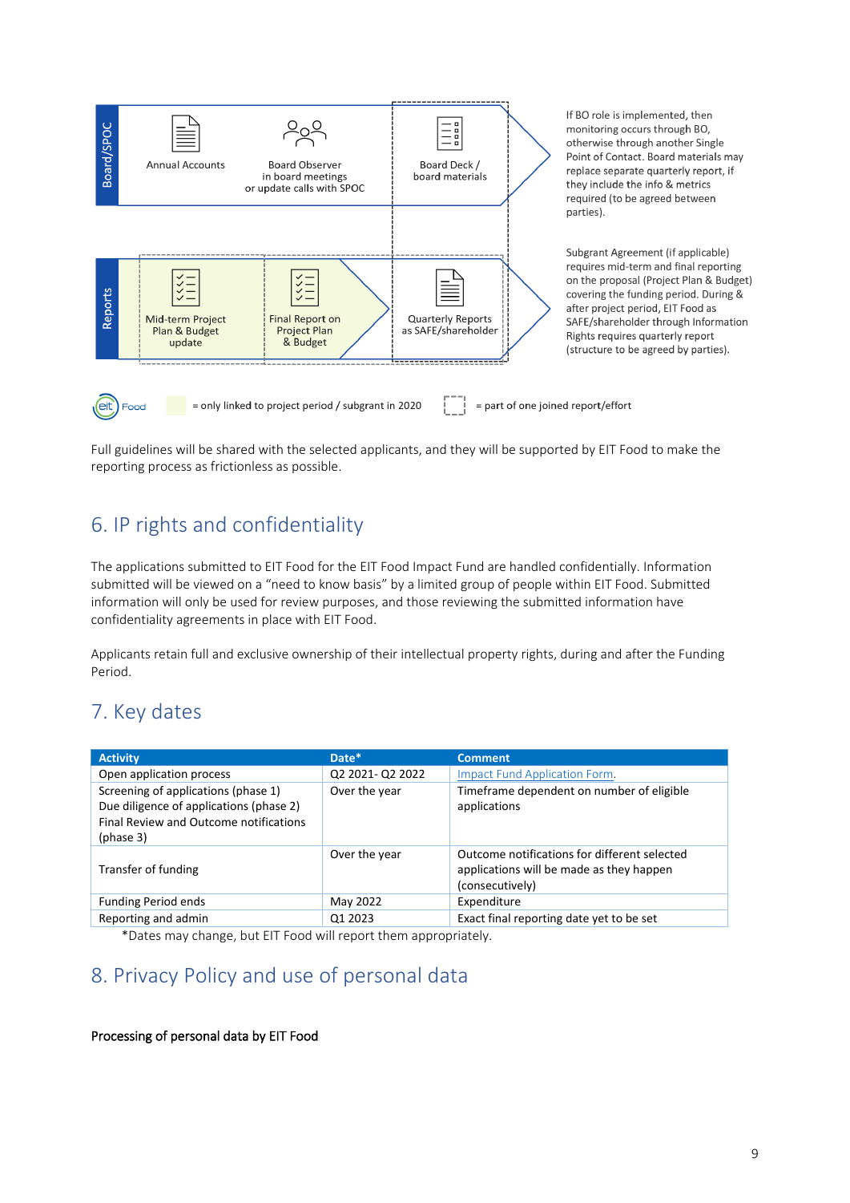Board/SPOC

Annual Accounts

Board Observer in board meetings or update calls with SPOC

Board Deck / board materials

If BO role is implemented, then monitoring occurs through BO, otherwise through another Single Point of Contact. Board materials may replace separate quarterly report, if they include the info & metrics required (to be agreed between parties).

Reports

Mid-term Project Plan & Budget update

Final Report on Project Plan & Budget

Quarterly Reports as SAFE/shareholder

Subgrant Agreement (if applicable) requires mid-term and final reporting on the proposal (Project Plan & Budget) covering the funding period. During & after project period, EIT Food as SAFE/shareholder through Information Rights requires quarterly report (structure to be agreed by parties).

= only linked to project period / subgrant in 2020

= part of one joined report/effort

Full guidelines will be shared with the selected applicants, and they will be supported by EIT Food to make the reporting process as frictionless as possible.

## 6. IP rights and confidentiality

The applications submitted to EIT Food for the EIT Food Impact Fund are handled confidentially. Information submitted will be viewed on a "need to know basis" by a limited group of people within EIT Food. Submitted information will only be used for review purposes, and those reviewing the submitted information have confidentiality agreements in place with EIT Food.

Applicants retain full and exclusive ownership of their intellectual property rights, during and after the Funding Period.

## 7. Key dates

| Activity | Date* | Comment |
|---|---|---|
| Open application process | Q2 2021- Q2 2022 | Impact Fund Application Form. |
| Screening of applications (phase 1)<br>Due diligence of applications (phase 2)<br>Final Review and Outcome notifications (phase 3) | Over the year | Timeframe dependent on number of eligible applications |
| Transfer of funding | Over the year | Outcome notifications for different selected applications will be made as they happen (consecutively) |
| Funding Period ends | May 2022 | Expenditure |
| Reporting and admin | Q1 2023 | Exact final reporting date yet to be set |

*Dates may change, but EIT Food will report them appropriately.

## 8. Privacy Policy and use of personal data

**Processing of personal data by EIT Food**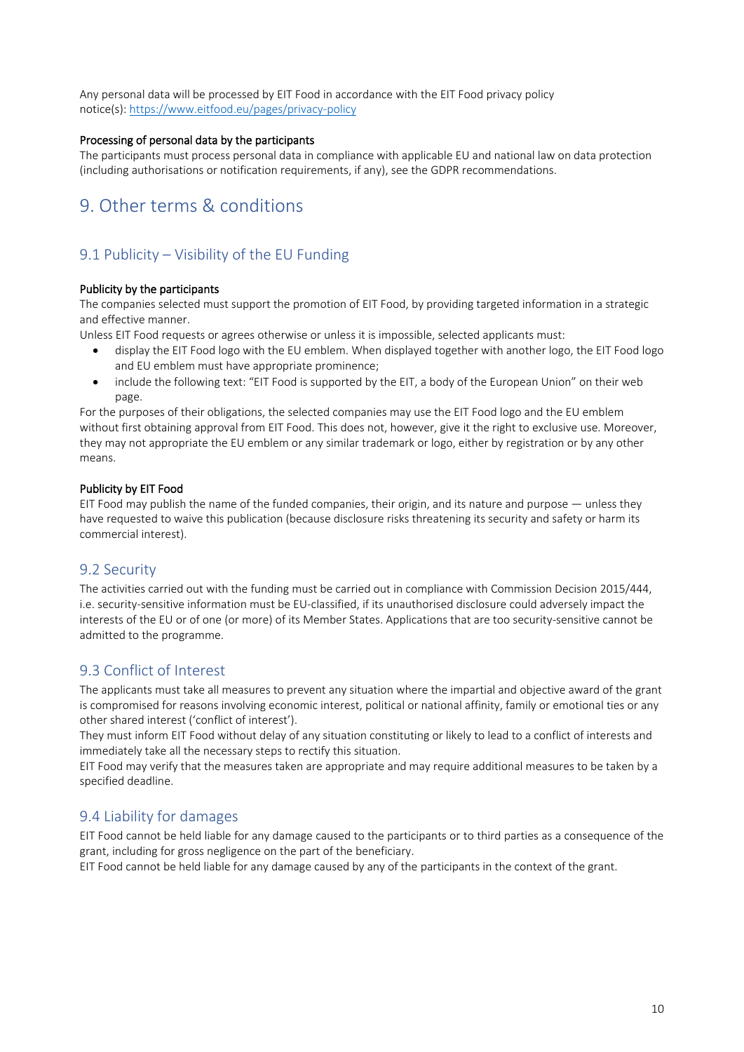Any personal data will be processed by EIT Food in accordance with the EIT Food privacy policy notice(s): [https://www.eitfood.eu/pages/privacy-policy](https://www.eitfood.eu/pages/privacy-policy)

**Processing of personal data by the participants**

The participants must process personal data in compliance with applicable EU and national law on data protection (including authorisations or notification requirements, if any), see the GDPR recommendations.

# 9. Other terms & conditions

## 9.1 Publicity – Visibility of the EU Funding

**Publicity by the participants**

The companies selected must support the promotion of EIT Food, by providing targeted information in a strategic and effective manner.

Unless EIT Food requests or agrees otherwise or unless it is impossible, selected applicants must:

- display the EIT Food logo with the EU emblem. When displayed together with another logo, the EIT Food logo and EU emblem must have appropriate prominence;
- include the following text: "EIT Food is supported by the EIT, a body of the European Union" on their web page.

For the purposes of their obligations, the selected companies may use the EIT Food logo and the EU emblem without first obtaining approval from EIT Food. This does not, however, give it the right to exclusive use. Moreover, they may not appropriate the EU emblem or any similar trademark or logo, either by registration or by any other means.

**Publicity by EIT Food**

EIT Food may publish the name of the funded companies, their origin, and its nature and purpose — unless they have requested to waive this publication (because disclosure risks threatening its security and safety or harm its commercial interest).

## 9.2 Security

The activities carried out with the funding must be carried out in compliance with Commission Decision 2015/444, i.e. security-sensitive information must be EU-classified, if its unauthorised disclosure could adversely impact the interests of the EU or of one (or more) of its Member States. Applications that are too security-sensitive cannot be admitted to the programme.

## 9.3 Conflict of Interest

The applicants must take all measures to prevent any situation where the impartial and objective award of the grant is compromised for reasons involving economic interest, political or national affinity, family or emotional ties or any other shared interest ('conflict of interest').

They must inform EIT Food without delay of any situation constituting or likely to lead to a conflict of interests and immediately take all the necessary steps to rectify this situation.

EIT Food may verify that the measures taken are appropriate and may require additional measures to be taken by a specified deadline.

## 9.4 Liability for damages

EIT Food cannot be held liable for any damage caused to the participants or to third parties as a consequence of the grant, including for gross negligence on the part of the beneficiary.

EIT Food cannot be held liable for any damage caused by any of the participants in the context of the grant.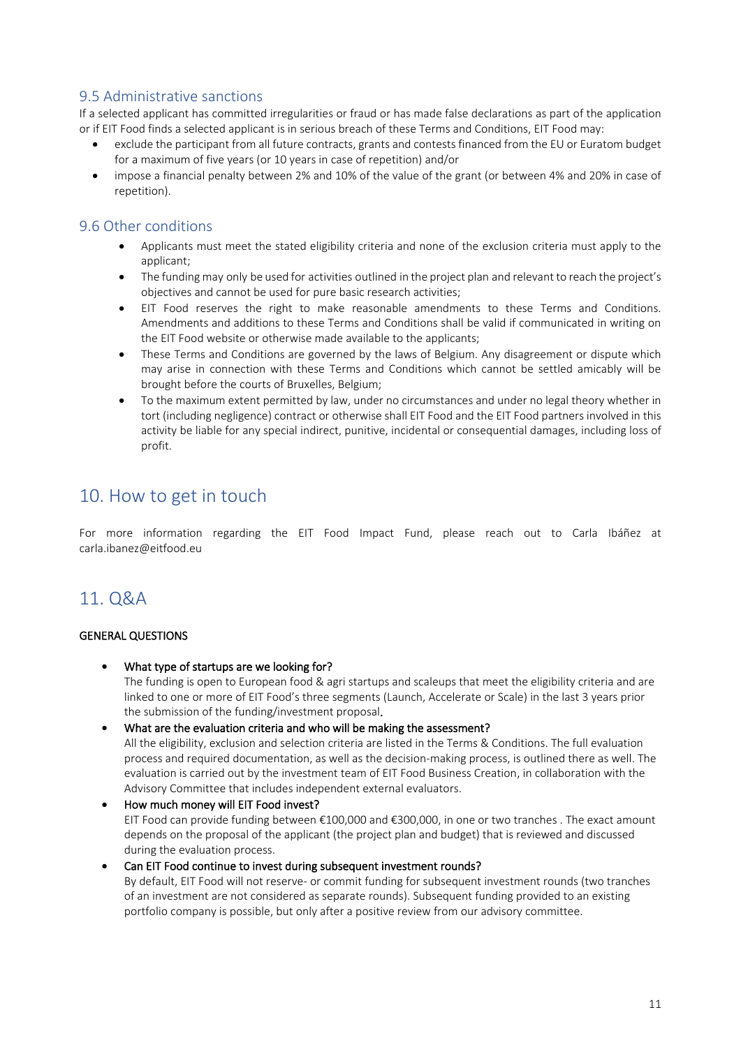### 9.5 Administrative sanctions

If a selected applicant has committed irregularities or fraud or has made false declarations as part of the application or if EIT Food finds a selected applicant is in serious breach of these Terms and Conditions, EIT Food may:

- exclude the participant from all future contracts, grants and contests financed from the EU or Euratom budget for a maximum of five years (or 10 years in case of repetition) and/or
- impose a financial penalty between 2% and 10% of the value of the grant (or between 4% and 20% in case of repetition).

### 9.6 Other conditions

- Applicants must meet the stated eligibility criteria and none of the exclusion criteria must apply to the applicant;
- The funding may only be used for activities outlined in the project plan and relevant to reach the project's objectives and cannot be used for pure basic research activities;
- EIT Food reserves the right to make reasonable amendments to these Terms and Conditions. Amendments and additions to these Terms and Conditions shall be valid if communicated in writing on the EIT Food website or otherwise made available to the applicants;
- These Terms and Conditions are governed by the laws of Belgium. Any disagreement or dispute which may arise in connection with these Terms and Conditions which cannot be settled amicably will be brought before the courts of Bruxelles, Belgium;
- To the maximum extent permitted by law, under no circumstances and under no legal theory whether in tort (including negligence) contract or otherwise shall EIT Food and the EIT Food partners involved in this activity be liable for any special indirect, punitive, incidental or consequential damages, including loss of profit.

## 10. How to get in touch

For more information regarding the EIT Food Impact Fund, please reach out to Carla Ibáñez at carla.ibanez@eitfood.eu

## 11. Q&A

**GENERAL QUESTIONS**

- What type of startups are we looking for?
  The funding is open to European food & agri startups and scaleups that meet the eligibility criteria and are linked to one or more of EIT Food's three segments (Launch, Accelerate or Scale) in the last 3 years prior the submission of the funding/investment proposal.
- What are the evaluation criteria and who will be making the assessment?
  All the eligibility, exclusion and selection criteria are listed in the Terms & Conditions. The full evaluation process and required documentation, as well as the decision-making process, is outlined there as well. The evaluation is carried out by the investment team of EIT Food Business Creation, in collaboration with the Advisory Committee that includes independent external evaluators.
- How much money will EIT Food invest?
  EIT Food can provide funding between €100,000 and €300,000, in one or two tranches . The exact amount depends on the proposal of the applicant (the project plan and budget) that is reviewed and discussed during the evaluation process.
- Can EIT Food continue to invest during subsequent investment rounds?
  By default, EIT Food will not reserve- or commit funding for subsequent investment rounds (two tranches of an investment are not considered as separate rounds). Subsequent funding provided to an existing portfolio company is possible, but only after a positive review from our advisory committee.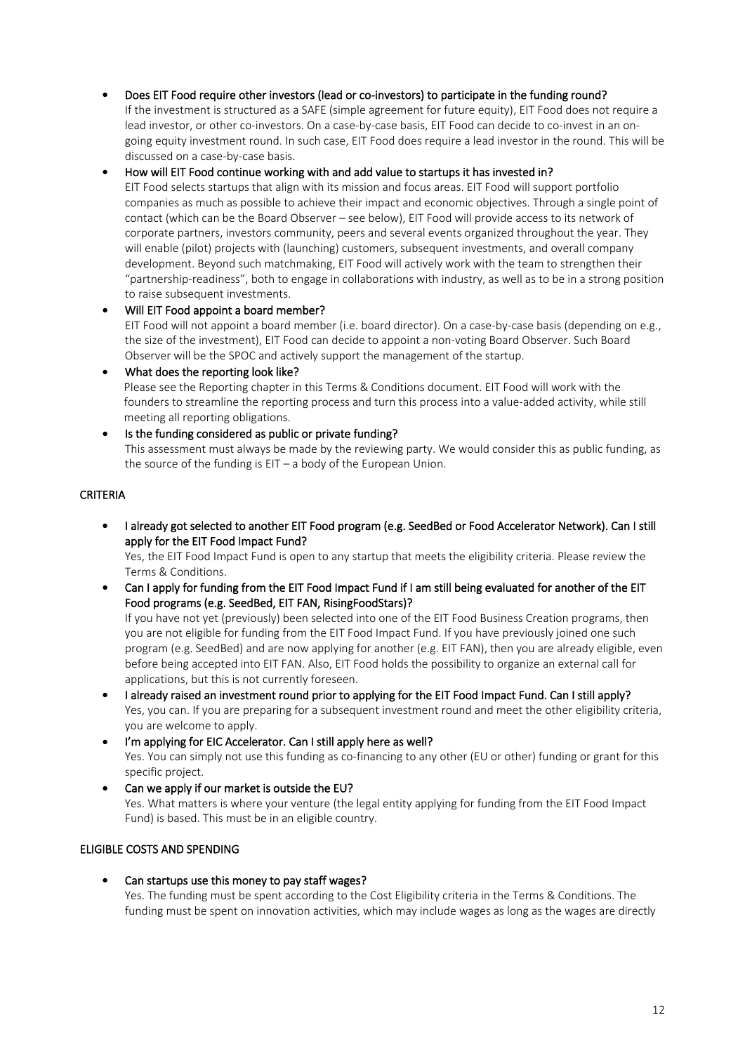- **Does EIT Food require other investors (lead or co-investors) to participate in the funding round?**
  If the investment is structured as a SAFE (simple agreement for future equity), EIT Food does not require a lead investor, or other co-investors. On a case-by-case basis, EIT Food can decide to co-invest in an on-going equity investment round. In such case, EIT Food does require a lead investor in the round. This will be discussed on a case-by-case basis.
- **How will EIT Food continue working with and add value to startups it has invested in?**
  EIT Food selects startups that align with its mission and focus areas. EIT Food will support portfolio companies as much as possible to achieve their impact and economic objectives. Through a single point of contact (which can be the Board Observer – see below), EIT Food will provide access to its network of corporate partners, investors community, peers and several events organized throughout the year. They will enable (pilot) projects with (launching) customers, subsequent investments, and overall company development. Beyond such matchmaking, EIT Food will actively work with the team to strengthen their "partnership-readiness", both to engage in collaborations with industry, as well as to be in a strong position to raise subsequent investments.
- **Will EIT Food appoint a board member?**
  EIT Food will not appoint a board member (i.e. board director). On a case-by-case basis (depending on e.g., the size of the investment), EIT Food can decide to appoint a non-voting Board Observer. Such Board Observer will be the SPOC and actively support the management of the startup.
- **What does the reporting look like?**
  Please see the Reporting chapter in this Terms & Conditions document. EIT Food will work with the founders to streamline the reporting process and turn this process into a value-added activity, while still meeting all reporting obligations.
- **Is the funding considered as public or private funding?**
  This assessment must always be made by the reviewing party. We would consider this as public funding, as the source of the funding is EIT – a body of the European Union.

## CRITERIA

- **I already got selected to another EIT Food program (e.g. SeedBed or Food Accelerator Network). Can I still apply for the EIT Food Impact Fund?**
  Yes, the EIT Food Impact Fund is open to any startup that meets the eligibility criteria. Please review the Terms & Conditions.
- **Can I apply for funding from the EIT Food Impact Fund if I am still being evaluated for another of the EIT Food programs (e.g. SeedBed, EIT FAN, RisingFoodStars)?**
  If you have not yet (previously) been selected into one of the EIT Food Business Creation programs, then you are not eligible for funding from the EIT Food Impact Fund. If you have previously joined one such program (e.g. SeedBed) and are now applying for another (e.g. EIT FAN), then you are already eligible, even before being accepted into EIT FAN. Also, EIT Food holds the possibility to organize an external call for applications, but this is not currently foreseen.
- **I already raised an investment round prior to applying for the EIT Food Impact Fund. Can I still apply?**
  Yes, you can. If you are preparing for a subsequent investment round and meet the other eligibility criteria, you are welcome to apply.
- **I'm applying for EIC Accelerator. Can I still apply here as well?**
  Yes. You can simply not use this funding as co-financing to any other (EU or other) funding or grant for this specific project.
- **Can we apply if our market is outside the EU?**
  Yes. What matters is where your venture (the legal entity applying for funding from the EIT Food Impact Fund) is based. This must be in an eligible country.

## ELIGIBLE COSTS AND SPENDING

- **Can startups use this money to pay staff wages?**
  Yes. The funding must be spent according to the Cost Eligibility criteria in the Terms & Conditions. The funding must be spent on innovation activities, which may include wages as long as the wages are directly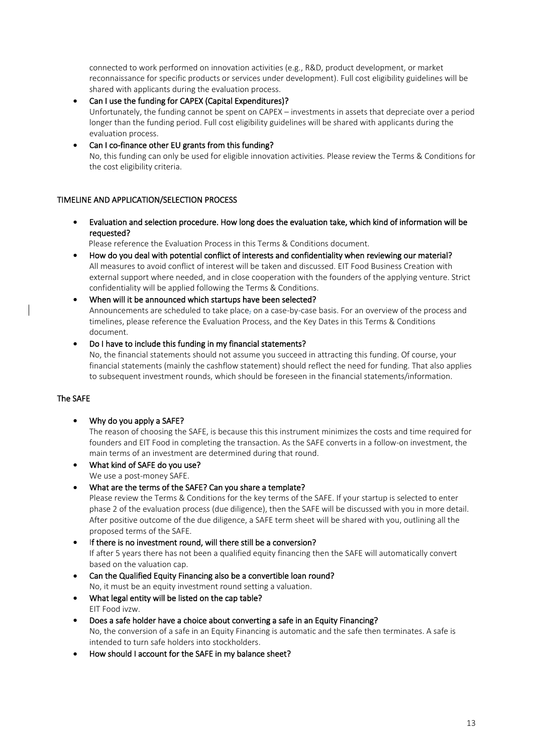connected to work performed on innovation activities (e.g., R&D, product development, or market reconnaissance for specific products or services under development). Full cost eligibility guidelines will be shared with applicants during the evaluation process.

- **Can I use the funding for CAPEX (Capital Expenditures)?**
  Unfortunately, the funding cannot be spent on CAPEX – investments in assets that depreciate over a period longer than the funding period. Full cost eligibility guidelines will be shared with applicants during the evaluation process.
- **Can I co-finance other EU grants from this funding?**
  No, this funding can only be used for eligible innovation activities. Please review the Terms & Conditions for the cost eligibility criteria.

## TIMELINE AND APPLICATION/SELECTION PROCESS

- **Evaluation and selection procedure. How long does the evaluation take, which kind of information will be requested?**
  Please reference the Evaluation Process in this Terms & Conditions document.
- **How do you deal with potential conflict of interests and confidentiality when reviewing our material?**
  All measures to avoid conflict of interest will be taken and discussed. EIT Food Business Creation with external support where needed, and in close cooperation with the founders of the applying venture. Strict confidentiality will be applied following the Terms & Conditions.
- **When will it be announced which startups have been selected?**
  Announcements are scheduled to take place, on a case-by-case basis. For an overview of the process and timelines, please reference the Evaluation Process, and the Key Dates in this Terms & Conditions document.
- **Do I have to include this funding in my financial statements?**
  No, the financial statements should not assume you succeed in attracting this funding. Of course, your financial statements (mainly the cashflow statement) should reflect the need for funding. That also applies to subsequent investment rounds, which should be foreseen in the financial statements/information.

## The SAFE

- **Why do you apply a SAFE?**
  The reason of choosing the SAFE, is because this this instrument minimizes the costs and time required for founders and EIT Food in completing the transaction. As the SAFE converts in a follow-on investment, the main terms of an investment are determined during that round.
- **What kind of SAFE do you use?**
  We use a post-money SAFE.
- **What are the terms of the SAFE? Can you share a template?**
  Please review the Terms & Conditions for the key terms of the SAFE. If your startup is selected to enter phase 2 of the evaluation process (due diligence), then the SAFE will be discussed with you in more detail. After positive outcome of the due diligence, a SAFE term sheet will be shared with you, outlining all the proposed terms of the SAFE.
- **If there is no investment round, will there still be a conversion?**
  If after 5 years there has not been a qualified equity financing then the SAFE will automatically convert based on the valuation cap.
- **Can the Qualified Equity Financing also be a convertible loan round?**
  No, it must be an equity investment round setting a valuation.
- **What legal entity will be listed on the cap table?**
  EIT Food ivzw.
- **Does a safe holder have a choice about converting a safe in an Equity Financing?**
  No, the conversion of a safe in an Equity Financing is automatic and the safe then terminates. A safe is intended to turn safe holders into stockholders.
- **How should I account for the SAFE in my balance sheet?**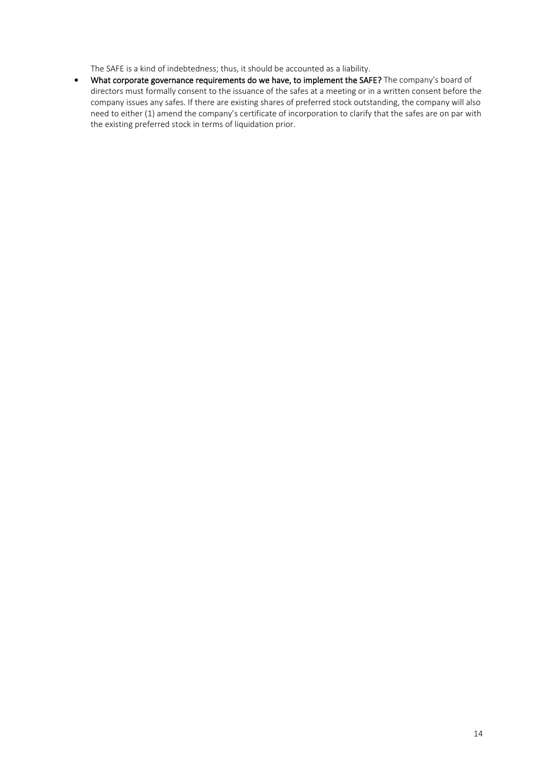The SAFE is a kind of indebtedness; thus, it should be accounted as a liability.

- **What corporate governance requirements do we have, to implement the SAFE?** The company's board of directors must formally consent to the issuance of the safes at a meeting or in a written consent before the company issues any safes. If there are existing shares of preferred stock outstanding, the company will also need to either (1) amend the company's certificate of incorporation to clarify that the safes are on par with the existing preferred stock in terms of liquidation prior.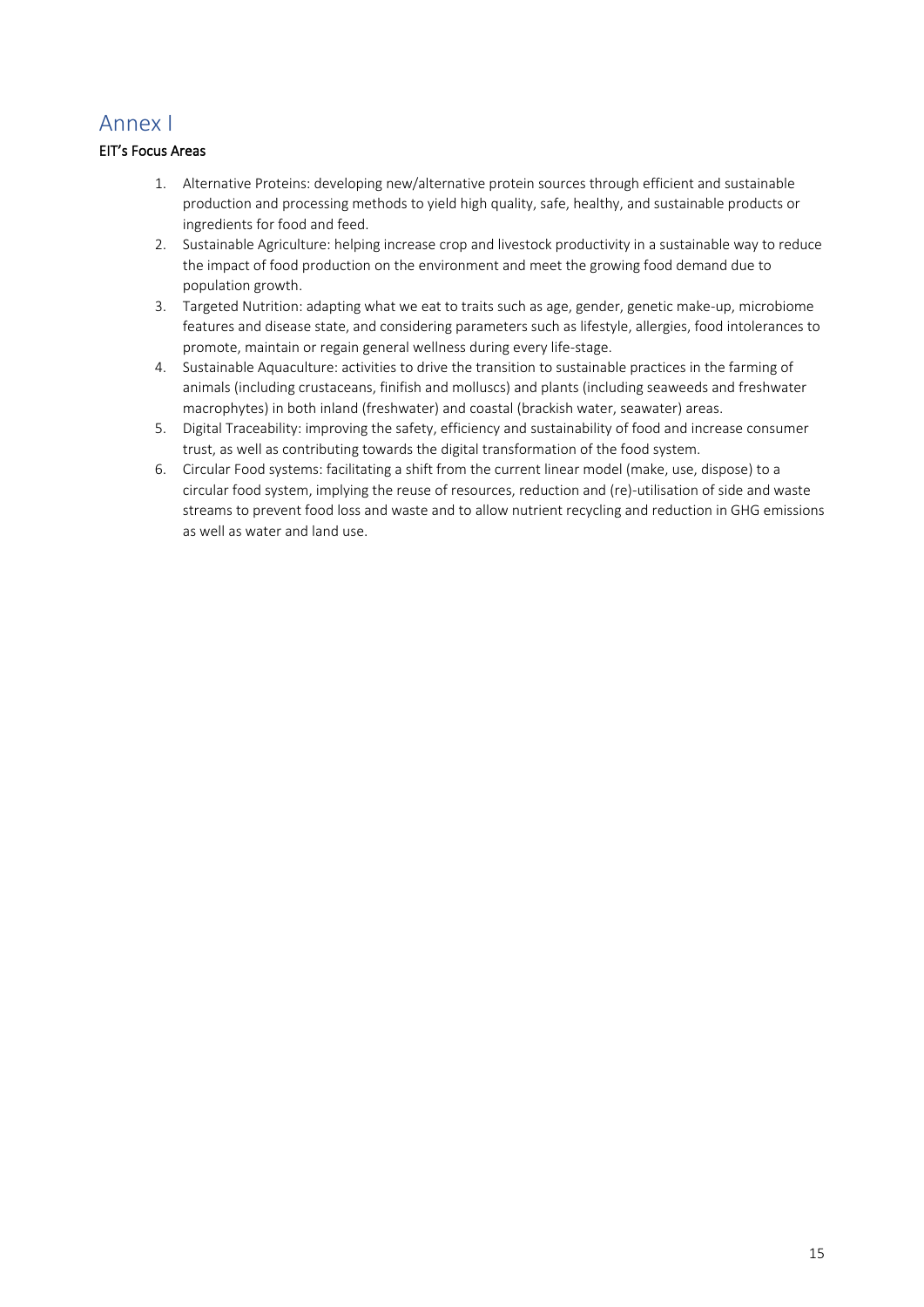# Annex I

**EIT's Focus Areas**

1. Alternative Proteins: developing new/alternative protein sources through efficient and sustainable production and processing methods to yield high quality, safe, healthy, and sustainable products or ingredients for food and feed.
2. Sustainable Agriculture: helping increase crop and livestock productivity in a sustainable way to reduce the impact of food production on the environment and meet the growing food demand due to population growth.
3. Targeted Nutrition: adapting what we eat to traits such as age, gender, genetic make-up, microbiome features and disease state, and considering parameters such as lifestyle, allergies, food intolerances to promote, maintain or regain general wellness during every life-stage.
4. Sustainable Aquaculture: activities to drive the transition to sustainable practices in the farming of animals (including crustaceans, finifish and molluscs) and plants (including seaweeds and freshwater macrophytes) in both inland (freshwater) and coastal (brackish water, seawater) areas.
5. Digital Traceability: improving the safety, efficiency and sustainability of food and increase consumer trust, as well as contributing towards the digital transformation of the food system.
6. Circular Food systems: facilitating a shift from the current linear model (make, use, dispose) to a circular food system, implying the reuse of resources, reduction and (re)-utilisation of side and waste streams to prevent food loss and waste and to allow nutrient recycling and reduction in GHG emissions as well as water and land use.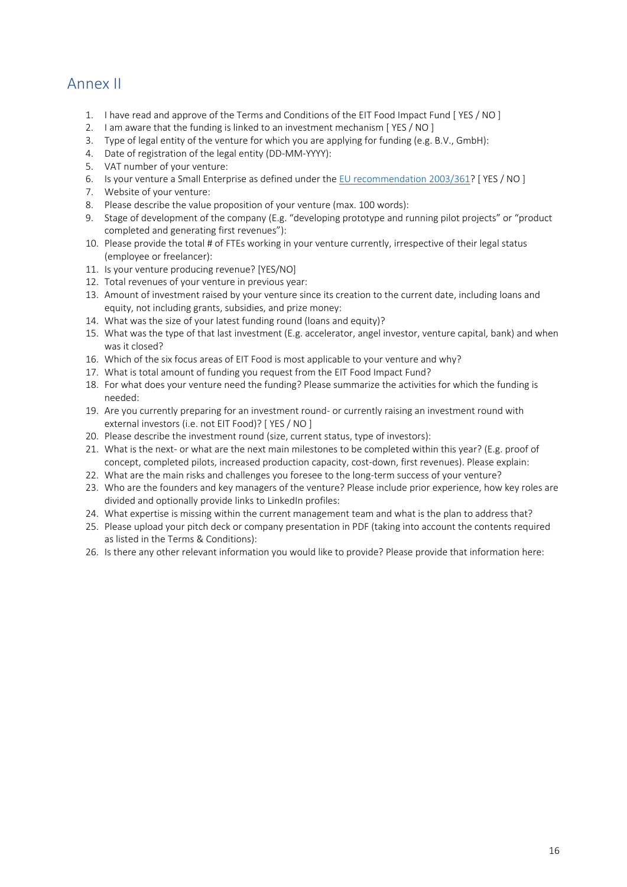## Annex II

1. I have read and approve of the Terms and Conditions of the EIT Food Impact Fund [ YES / NO ]
2. I am aware that the funding is linked to an investment mechanism [ YES / NO ]
3. Type of legal entity of the venture for which you are applying for funding (e.g. B.V., GmbH):
4. Date of registration of the legal entity (DD-MM-YYYY):
5. VAT number of your venture:
6. Is your venture a Small Enterprise as defined under the EU recommendation 2003/361? [ YES / NO ]
7. Website of your venture:
8. Please describe the value proposition of your venture (max. 100 words):
9. Stage of development of the company (E.g. "developing prototype and running pilot projects" or "product completed and generating first revenues"):
10. Please provide the total # of FTEs working in your venture currently, irrespective of their legal status (employee or freelancer):
11. Is your venture producing revenue? [YES/NO]
12. Total revenues of your venture in previous year:
13. Amount of investment raised by your venture since its creation to the current date, including loans and equity, not including grants, subsidies, and prize money:
14. What was the size of your latest funding round (loans and equity)?
15. What was the type of that last investment (E.g. accelerator, angel investor, venture capital, bank) and when was it closed?
16. Which of the six focus areas of EIT Food is most applicable to your venture and why?
17. What is total amount of funding you request from the EIT Food Impact Fund?
18. For what does your venture need the funding? Please summarize the activities for which the funding is needed:
19. Are you currently preparing for an investment round- or currently raising an investment round with external investors (i.e. not EIT Food)? [ YES / NO ]
20. Please describe the investment round (size, current status, type of investors):
21. What is the next- or what are the next main milestones to be completed within this year? (E.g. proof of concept, completed pilots, increased production capacity, cost-down, first revenues). Please explain:
22. What are the main risks and challenges you foresee to the long-term success of your venture?
23. Who are the founders and key managers of the venture? Please include prior experience, how key roles are divided and optionally provide links to LinkedIn profiles:
24. What expertise is missing within the current management team and what is the plan to address that?
25. Please upload your pitch deck or company presentation in PDF (taking into account the contents required as listed in the Terms & Conditions):
26. Is there any other relevant information you would like to provide? Please provide that information here: